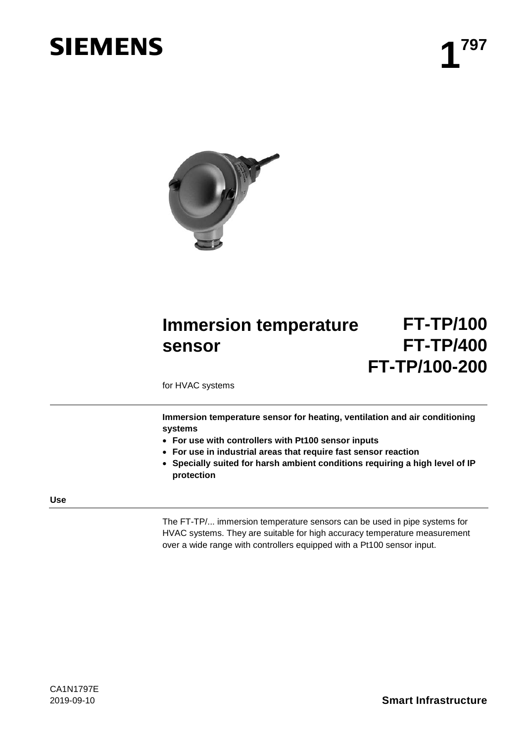SIEMENS

1[797]

# Immersion temperature sensor

# FT-TP/100
# FT-TP/400
# FT-TP/100-200

for HVAC systems

**Immersion temperature sensor for heating, ventilation and air conditioning systems**

- **For use with controllers with Pt100 sensor inputs**
- **For use in industrial areas that require fast sensor reaction**
- **Specially suited for harsh ambient conditions requiring a high level of IP protection**

## Use

The FT-TP/... immersion temperature sensors can be used in pipe systems for HVAC systems. They are suitable for high accuracy temperature measurement over a wide range with controllers equipped with a Pt100 sensor input.

CA1N1797E
2019-09-10

**Smart Infrastructure**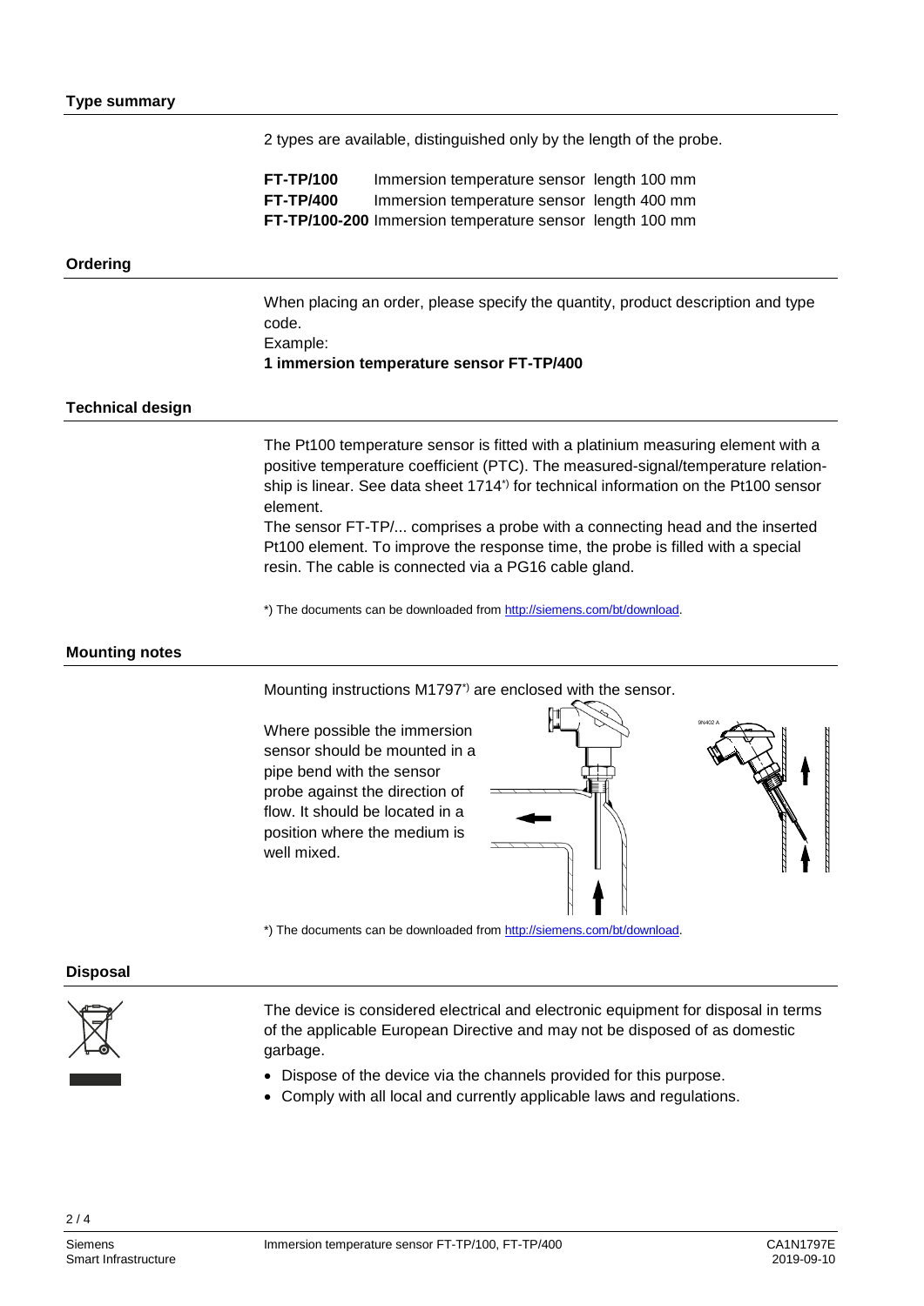## Type summary

2 types are available, distinguished only by the length of the probe.

| | | |
|---|---|---|
| **FT-TP/100** | Immersion temperature sensor | length 100 mm |
| **FT-TP/400** | Immersion temperature sensor | length 400 mm |
| **FT-TP/100-200** | Immersion temperature sensor | length 100 mm |

## Ordering

When placing an order, please specify the quantity, product description and type code.
Example:
**1 immersion temperature sensor FT-TP/400**

## Technical design

The Pt100 temperature sensor is fitted with a platinium measuring element with a positive temperature coefficient (PTC). The measured-signal/temperature relationship is linear. See data sheet 1714*) for technical information on the Pt100 sensor element.
The sensor FT-TP/... comprises a probe with a connecting head and the inserted Pt100 element. To improve the response time, the probe is filled with a special resin. The cable is connected via a PG16 cable gland.

*) The documents can be downloaded from http://siemens.com/bt/download.

## Mounting notes

Mounting instructions M1797*) are enclosed with the sensor.

Where possible the immersion sensor should be mounted in a pipe bend with the sensor probe against the direction of flow. It should be located in a position where the medium is well mixed.

*) The documents can be downloaded from http://siemens.com/bt/download.

## Disposal

The device is considered electrical and electronic equipment for disposal in terms of the applicable European Directive and may not be disposed of as domestic garbage.

- Dispose of the device via the channels provided for this purpose.
- Comply with all local and currently applicable laws and regulations.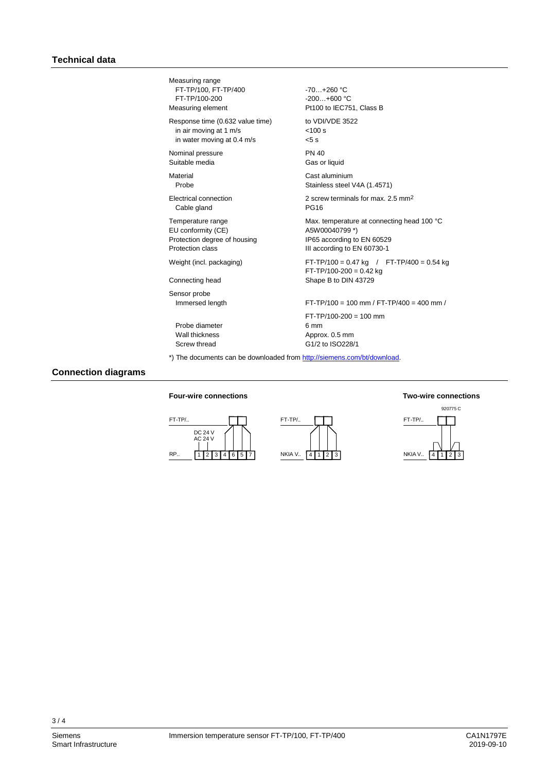## Technical data

| | |
|---|---|
| Measuring range | |
| FT-TP/100, FT-TP/400 | -70…+260 °C |
| FT-TP/100-200 | -200…+600 °C |
| Measuring element | Pt100 to IEC751, Class B |
| Response time (0.632 value time) | to VDI/VDE 3522 |
| in air moving at 1 m/s | <100 s |
| in water moving at 0.4 m/s | <5 s |
| Nominal pressure | PN 40 |
| Suitable media | Gas or liquid |
| Material | Cast aluminium |
| Probe | Stainless steel V4A (1.4571) |
| Electrical connection | 2 screw terminals for max. 2.5 mm² |
| Cable gland | PG16 |
| Temperature range | Max. temperature at connecting head 100 °C |
| EU conformity (CE) | A5W00040799 *) |
| Protection degree of housing | IP65 according to EN 60529 |
| Protection class | III according to EN 60730-1 |
| Weight (incl. packaging) | FT-TP/100 = 0.47 kg / FT-TP/400 = 0.54 kg<br>FT-TP/100-200 = 0.42 kg |
| Connecting head | Shape B to DIN 43729 |
| Sensor probe | |
| Immersed length | FT-TP/100 = 100 mm / FT-TP/400 = 400 mm /<br>FT-TP/100-200 = 100 mm |
| Probe diameter | 6 mm |
| Wall thickness | Approx. 0.5 mm |
| Screw thread | G1/2 to ISO228/1 |

*) The documents can be downloaded from http://siemens.com/bt/download.

## Connection diagrams

**Four-wire connections**

FT-TP/..

DC 24 V
AC 24 V

RP.. 1 2 3 4 6 5 7

FT-TP/..

NKIA V.. 4 1 2 3

**Two-wire connections**

920775 C

FT-TP/..

NKIA V.. 4 1 2 3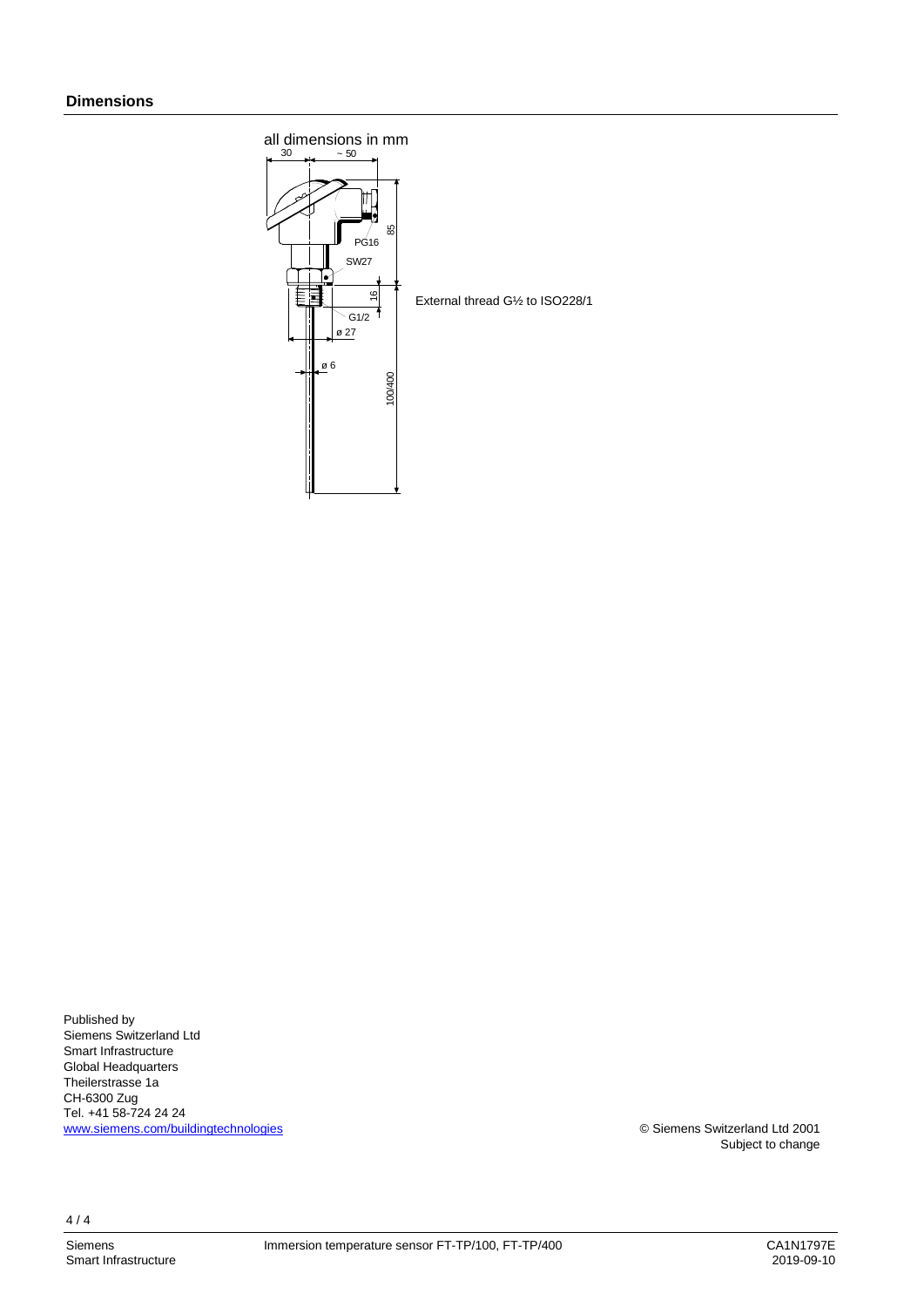## Dimensions

all dimensions in mm

30
~ 50
85
PG16
SW27
16
G1/2
ø 27
ø 6
100/400

External thread G½ to ISO228/1

Published by
Siemens Switzerland Ltd
Smart Infrastructure
Global Headquarters
Theilerstrasse 1a
CH-6300 Zug
Tel. +41 58-724 24 24
www.siemens.com/buildingtechnologies

© Siemens Switzerland Ltd 2001
Subject to change